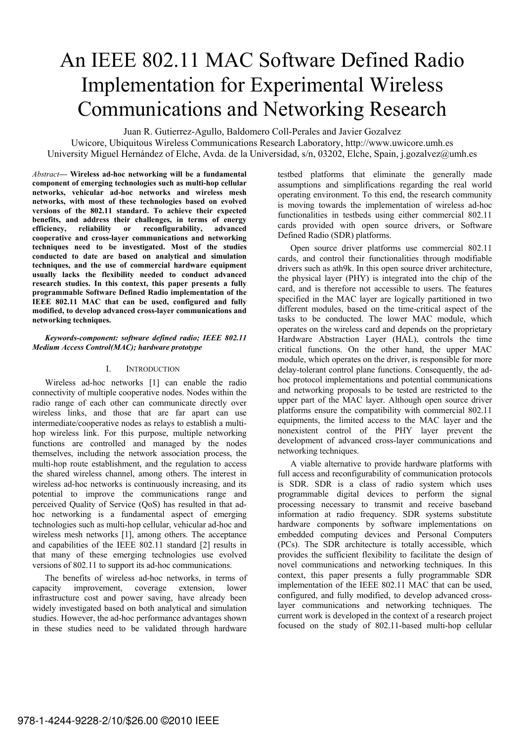# An IEEE 802.11 MAC Software Defined Radio Implementation for Experimental Wireless Communications and Networking Research

Juan R. Gutierrez-Agullo, Baldomero Coll-Perales and Javier Gozalvez

Uwicore, Ubiquitous Wireless Communications Research Laboratory, http://www.uwicore.umh.es

University Miguel Hernández of Elche, Avda. de la Universidad, s/n, 03202, Elche, Spain, j.gozalvez@umh.es

***Abstract*— Wireless ad-hoc networking will be a fundamental component of emerging technologies such as multi-hop cellular networks, vehicular ad-hoc networks and wireless mesh networks, with most of these technologies based on evolved versions of the 802.11 standard. To achieve their expected benefits, and address their challenges, in terms of energy efficiency, reliability or reconfigurability, advanced cooperative and cross-layer communications and networking techniques need to be investigated. Most of the studies conducted to date are based on analytical and simulation techniques, and the use of commercial hardware equipment usually lacks the flexibility needed to conduct advanced research studies. In this context, this paper presents a fully programmable Software Defined Radio implementation of the IEEE 802.11 MAC that can be used, configured and fully modified, to develop advanced cross-layer communications and networking techniques.**

***Keywords-component: software defined radio; IEEE 802.11 Medium Access Control(MAC); hardware prototype***

## I. Introduction

Wireless ad-hoc networks [1] can enable the radio connectivity of multiple cooperative nodes. Nodes within the radio range of each other can communicate directly over wireless links, and those that are far apart can use intermediate/cooperative nodes as relays to establish a multi-hop wireless link. For this purpose, multiple networking functions are controlled and managed by the nodes themselves, including the network association process, the multi-hop route establishment, and the regulation to access the shared wireless channel, among others. The interest in wireless ad-hoc networks is continuously increasing, and its potential to improve the communications range and perceived Quality of Service (QoS) has resulted in that ad-hoc networking is a fundamental aspect of emerging technologies such as multi-hop cellular, vehicular ad-hoc and wireless mesh networks [1], among others. The acceptance and capabilities of the IEEE 802.11 standard [2] results in that many of these emerging technologies use evolved versions of 802.11 to support its ad-hoc communications.

The benefits of wireless ad-hoc networks, in terms of capacity improvement, coverage extension, lower infrastructure cost and power saving, have already been widely investigated based on both analytical and simulation studies. However, the ad-hoc performance advantages shown in these studies need to be validated through hardware testbed platforms that eliminate the generally made assumptions and simplifications regarding the real world operating environment. To this end, the research community is moving towards the implementation of wireless ad-hoc functionalities in testbeds using either commercial 802.11 cards provided with open source drivers, or Software Defined Radio (SDR) platforms.

Open source driver platforms use commercial 802.11 cards, and control their functionalities through modifiable drivers such as ath9k. In this open source driver architecture, the physical layer (PHY) is integrated into the chip of the card, and is therefore not accessible to users. The features specified in the MAC layer are logically partitioned in two different modules, based on the time-critical aspect of the tasks to be conducted. The lower MAC module, which operates on the wireless card and depends on the proprietary Hardware Abstraction Layer (HAL), controls the time critical functions. On the other hand, the upper MAC module, which operates on the driver, is responsible for more delay-tolerant control plane functions. Consequently, the ad-hoc protocol implementations and potential communications and networking proposals to be tested are restricted to the upper part of the MAC layer. Although open source driver platforms ensure the compatibility with commercial 802.11 equipments, the limited access to the MAC layer and the nonexistent control of the PHY layer prevent the development of advanced cross-layer communications and networking techniques.

A viable alternative to provide hardware platforms with full access and reconfigurability of communication protocols is SDR. SDR is a class of radio system which uses programmable digital devices to perform the signal processing necessary to transmit and receive baseband information at radio frequency. SDR systems substitute hardware components by software implementations on embedded computing devices and Personal Computers (PCs). The SDR architecture is totally accessible, which provides the sufficient flexibility to facilitate the design of novel communications and networking techniques. In this context, this paper presents a fully programmable SDR implementation of the IEEE 802.11 MAC that can be used, configured, and fully modified, to develop advanced cross-layer communications and networking techniques. The current work is developed in the context of a research project focused on the study of 802.11-based multi-hop cellular

978-1-4244-9228-2/10/$26.00 ©2010 IEEE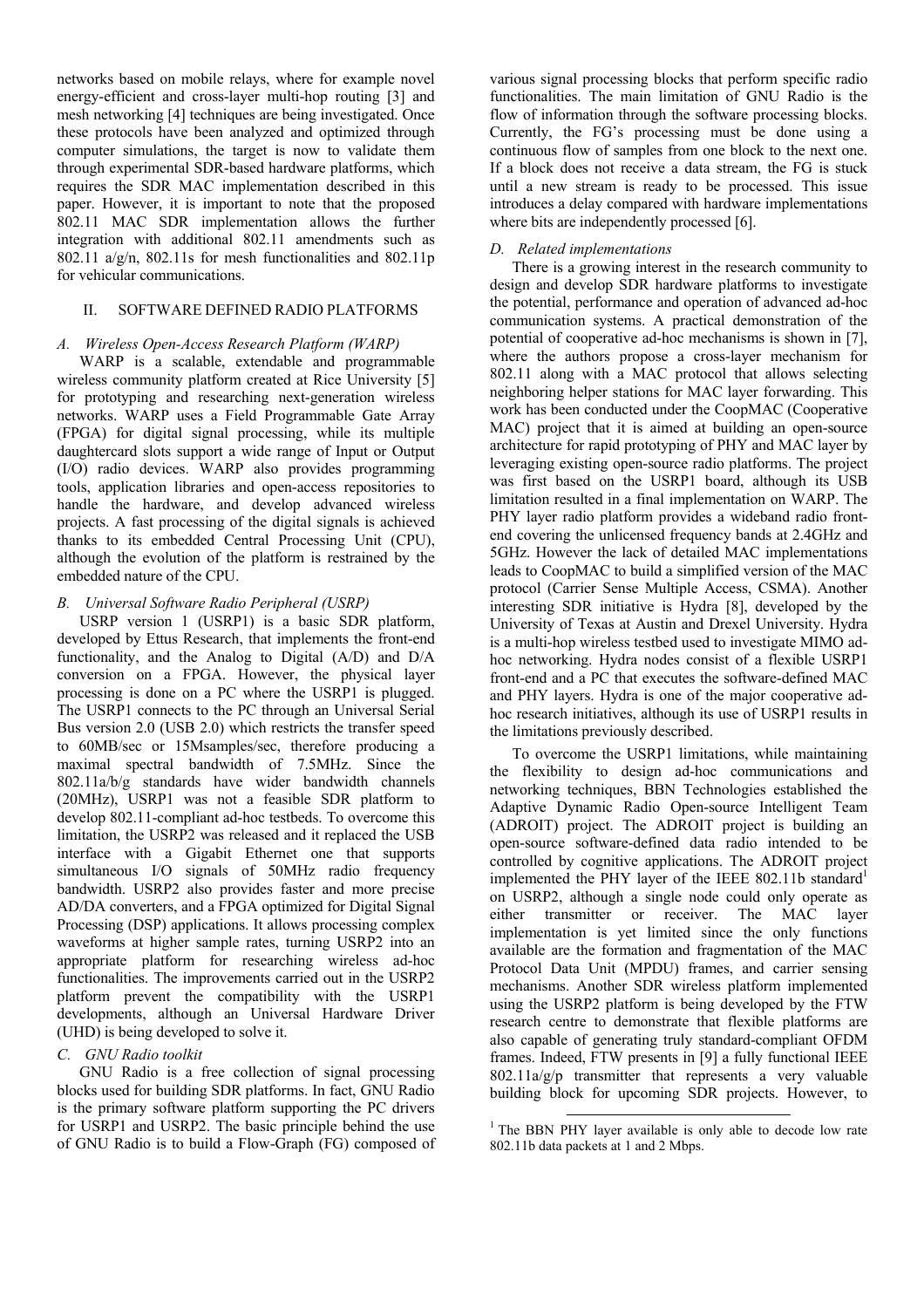networks based on mobile relays, where for example novel energy-efficient and cross-layer multi-hop routing [3] and mesh networking [4] techniques are being investigated. Once these protocols have been analyzed and optimized through computer simulations, the target is now to validate them through experimental SDR-based hardware platforms, which requires the SDR MAC implementation described in this paper. However, it is important to note that the proposed 802.11 MAC SDR implementation allows the further integration with additional 802.11 amendments such as 802.11 a/g/n, 802.11s for mesh functionalities and 802.11p for vehicular communications.

## II. SOFTWARE DEFINED RADIO PLATFORMS

### *A. Wireless Open-Access Research Platform (WARP)*

WARP is a scalable, extendable and programmable wireless community platform created at Rice University [5] for prototyping and researching next-generation wireless networks. WARP uses a Field Programmable Gate Array (FPGA) for digital signal processing, while its multiple daughtercard slots support a wide range of Input or Output (I/O) radio devices. WARP also provides programming tools, application libraries and open-access repositories to handle the hardware, and develop advanced wireless projects. A fast processing of the digital signals is achieved thanks to its embedded Central Processing Unit (CPU), although the evolution of the platform is restrained by the embedded nature of the CPU.

### *B. Universal Software Radio Peripheral (USRP)*

USRP version 1 (USRP1) is a basic SDR platform, developed by Ettus Research, that implements the front-end functionality, and the Analog to Digital (A/D) and D/A conversion on a FPGA. However, the physical layer processing is done on a PC where the USRP1 is plugged. The USRP1 connects to the PC through an Universal Serial Bus version 2.0 (USB 2.0) which restricts the transfer speed to 60MB/sec or 15Msamples/sec, therefore producing a maximal spectral bandwidth of 7.5MHz. Since the 802.11a/b/g standards have wider bandwidth channels (20MHz), USRP1 was not a feasible SDR platform to develop 802.11-compliant ad-hoc testbeds. To overcome this limitation, the USRP2 was released and it replaced the USB interface with a Gigabit Ethernet one that supports simultaneous I/O signals of 50MHz radio frequency bandwidth. USRP2 also provides faster and more precise AD/DA converters, and a FPGA optimized for Digital Signal Processing (DSP) applications. It allows processing complex waveforms at higher sample rates, turning USRP2 into an appropriate platform for researching wireless ad-hoc functionalities. The improvements carried out in the USRP2 platform prevent the compatibility with the USRP1 developments, although an Universal Hardware Driver (UHD) is being developed to solve it.

### *C. GNU Radio toolkit*

GNU Radio is a free collection of signal processing blocks used for building SDR platforms. In fact, GNU Radio is the primary software platform supporting the PC drivers for USRP1 and USRP2. The basic principle behind the use of GNU Radio is to build a Flow-Graph (FG) composed of various signal processing blocks that perform specific radio functionalities. The main limitation of GNU Radio is the flow of information through the software processing blocks. Currently, the FG's processing must be done using a continuous flow of samples from one block to the next one. If a block does not receive a data stream, the FG is stuck until a new stream is ready to be processed. This issue introduces a delay compared with hardware implementations where bits are independently processed [6].

### *D. Related implementations*

There is a growing interest in the research community to design and develop SDR hardware platforms to investigate the potential, performance and operation of advanced ad-hoc communication systems. A practical demonstration of the potential of cooperative ad-hoc mechanisms is shown in [7], where the authors propose a cross-layer mechanism for 802.11 along with a MAC protocol that allows selecting neighboring helper stations for MAC layer forwarding. This work has been conducted under the CoopMAC (Cooperative MAC) project that it is aimed at building an open-source architecture for rapid prototyping of PHY and MAC layer by leveraging existing open-source radio platforms. The project was first based on the USRP1 board, although its USB limitation resulted in a final implementation on WARP. The PHY layer radio platform provides a wideband radio front-end covering the unlicensed frequency bands at 2.4GHz and 5GHz. However the lack of detailed MAC implementations leads to CoopMAC to build a simplified version of the MAC protocol (Carrier Sense Multiple Access, CSMA). Another interesting SDR initiative is Hydra [8], developed by the University of Texas at Austin and Drexel University. Hydra is a multi-hop wireless testbed used to investigate MIMO ad-hoc networking. Hydra nodes consist of a flexible USRP1 front-end and a PC that executes the software-defined MAC and PHY layers. Hydra is one of the major cooperative ad-hoc research initiatives, although its use of USRP1 results in the limitations previously described.

To overcome the USRP1 limitations, while maintaining the flexibility to design ad-hoc communications and networking techniques, BBN Technologies established the Adaptive Dynamic Radio Open-source Intelligent Team (ADROIT) project. The ADROIT project is building an open-source software-defined data radio intended to be controlled by cognitive applications. The ADROIT project implemented the PHY layer of the IEEE 802.11b standard[1] on USRP2, although a single node could only operate as either transmitter or receiver. The MAC layer implementation is yet limited since the only functions available are the formation and fragmentation of the MAC Protocol Data Unit (MPDU) frames, and carrier sensing mechanisms. Another SDR wireless platform implemented using the USRP2 platform is being developed by the FTW research centre to demonstrate that flexible platforms are also capable of generating truly standard-compliant OFDM frames. Indeed, FTW presents in [9] a fully functional IEEE 802.11a/g/p transmitter that represents a very valuable building block for upcoming SDR projects. However, to

[1] The BBN PHY layer available is only able to decode low rate 802.11b data packets at 1 and 2 Mbps.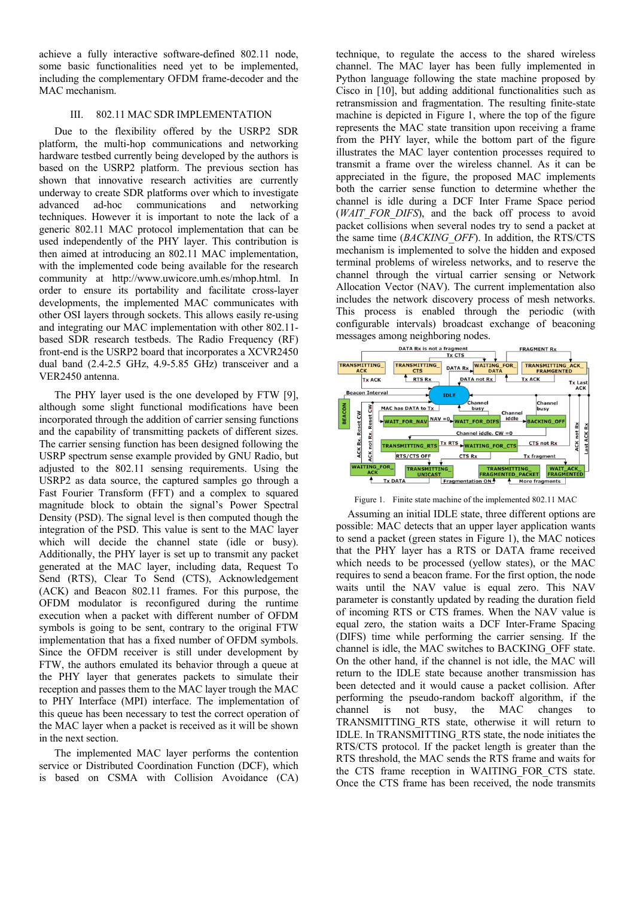achieve a fully interactive software-defined 802.11 node, some basic functionalities need yet to be implemented, including the complementary OFDM frame-decoder and the MAC mechanism.

## III. 802.11 MAC SDR IMPLEMENTATION

Due to the flexibility offered by the USRP2 SDR platform, the multi-hop communications and networking hardware testbed currently being developed by the authors is based on the USRP2 platform. The previous section has shown that innovative research activities are currently underway to create SDR platforms over which to investigate advanced ad-hoc communications and networking techniques. However it is important to note the lack of a generic 802.11 MAC protocol implementation that can be used independently of the PHY layer. This contribution is then aimed at introducing an 802.11 MAC implementation, with the implemented code being available for the research community at http://www.uwicore.umh.es/mhop.html. In order to ensure its portability and facilitate cross-layer developments, the implemented MAC communicates with other OSI layers through sockets. This allows easily re-using and integrating our MAC implementation with other 802.11-based SDR research testbeds. The Radio Frequency (RF) front-end is the USRP2 board that incorporates a XCVR2450 dual band (2.4-2.5 GHz, 4.9-5.85 GHz) transceiver and a VER2450 antenna.

The PHY layer used is the one developed by FTW [9], although some slight functional modifications have been incorporated through the addition of carrier sensing functions and the capability of transmitting packets of different sizes. The carrier sensing function has been designed following the USRP spectrum sense example provided by GNU Radio, but adjusted to the 802.11 sensing requirements. Using the USRP2 as data source, the captured samples go through a Fast Fourier Transform (FFT) and a complex to squared magnitude block to obtain the signal's Power Spectral Density (PSD). The signal level is then computed though the integration of the PSD. This value is sent to the MAC layer which will decide the channel state (idle or busy). Additionally, the PHY layer is set up to transmit any packet generated at the MAC layer, including data, Request To Send (RTS), Clear To Send (CTS), Acknowledgement (ACK) and Beacon 802.11 frames. For this purpose, the OFDM modulator is reconfigured during the runtime execution when a packet with different number of OFDM symbols is going to be sent, contrary to the original FTW implementation that has a fixed number of OFDM symbols. Since the OFDM receiver is still under development by FTW, the authors emulated its behavior through a queue at the PHY layer that generates packets to simulate their reception and passes them to the MAC layer trough the MAC to PHY Interface (MPI) interface. The implementation of this queue has been necessary to test the correct operation of the MAC layer when a packet is received as it will be shown in the next section.

The implemented MAC layer performs the contention service or Distributed Coordination Function (DCF), which is based on CSMA with Collision Avoidance (CA) technique, to regulate the access to the shared wireless channel. The MAC layer has been fully implemented in Python language following the state machine proposed by Cisco in [10], but adding additional functionalities such as retransmission and fragmentation. The resulting finite-state machine is depicted in Figure 1, where the top of the figure represents the MAC state transition upon receiving a frame from the PHY layer, while the bottom part of the figure illustrates the MAC layer contention processes required to transmit a frame over the wireless channel. As it can be appreciated in the figure, the proposed MAC implements both the carrier sense function to determine whether the channel is idle during a DCF Inter Frame Space period (*WAIT_FOR_DIFS*), and the back off process to avoid packet collisions when several nodes try to send a packet at the same time (*BACKING_OFF*). In addition, the RTS/CTS mechanism is implemented to solve the hidden and exposed terminal problems of wireless networks, and to reserve the channel through the virtual carrier sensing or Network Allocation Vector (NAV). The current implementation also includes the network discovery process of mesh networks. This process is enabled through the periodic (with configurable intervals) broadcast exchange of beaconing messages among neighboring nodes.

Figure 1. Finite state machine of the implemented 802.11 MAC

Assuming an initial IDLE state, three different options are possible: MAC detects that an upper layer application wants to send a packet (green states in Figure 1), the MAC notices that the PHY layer has a RTS or DATA frame received which needs to be processed (yellow states), or the MAC requires to send a beacon frame. For the first option, the node waits until the NAV value is equal zero. This NAV parameter is constantly updated by reading the duration field of incoming RTS or CTS frames. When the NAV value is equal zero, the station waits a DCF Inter-Frame Spacing (DIFS) time while performing the carrier sensing. If the channel is idle, the MAC switches to BACKING_OFF state. On the other hand, if the channel is not idle, the MAC will return to the IDLE state because another transmission has been detected and it would cause a packet collision. After performing the pseudo-random backoff algorithm, if the channel is not busy, the MAC changes to TRANSMITTING_RTS state, otherwise it will return to IDLE. In TRANSMITTING_RTS state, the node initiates the RTS/CTS protocol. If the packet length is greater than the RTS threshold, the MAC sends the RTS frame and waits for the CTS frame reception in WAITING_FOR_CTS state. Once the CTS frame has been received, the node transmits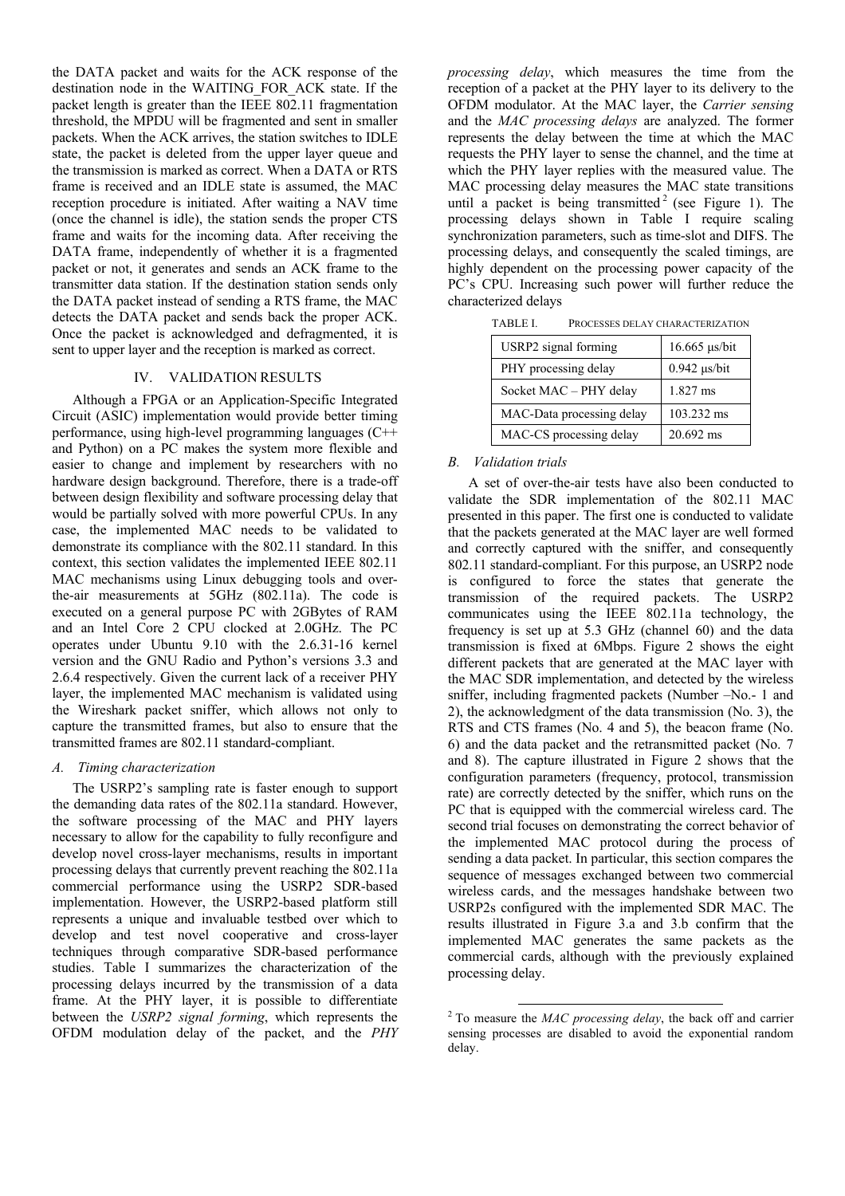the DATA packet and waits for the ACK response of the destination node in the WAITING_FOR_ACK state. If the packet length is greater than the IEEE 802.11 fragmentation threshold, the MPDU will be fragmented and sent in smaller packets. When the ACK arrives, the station switches to IDLE state, the packet is deleted from the upper layer queue and the transmission is marked as correct. When a DATA or RTS frame is received and an IDLE state is assumed, the MAC reception procedure is initiated. After waiting a NAV time (once the channel is idle), the station sends the proper CTS frame and waits for the incoming data. After receiving the DATA frame, independently of whether it is a fragmented packet or not, it generates and sends an ACK frame to the transmitter data station. If the destination station sends only the DATA packet instead of sending a RTS frame, the MAC detects the DATA packet and sends back the proper ACK. Once the packet is acknowledged and defragmented, it is sent to upper layer and the reception is marked as correct.

## IV. VALIDATION RESULTS

Although a FPGA or an Application-Specific Integrated Circuit (ASIC) implementation would provide better timing performance, using high-level programming languages (C++ and Python) on a PC makes the system more flexible and easier to change and implement by researchers with no hardware design background. Therefore, there is a trade-off between design flexibility and software processing delay that would be partially solved with more powerful CPUs. In any case, the implemented MAC needs to be validated to demonstrate its compliance with the 802.11 standard. In this context, this section validates the implemented IEEE 802.11 MAC mechanisms using Linux debugging tools and over-the-air measurements at 5GHz (802.11a). The code is executed on a general purpose PC with 2GBytes of RAM and an Intel Core 2 CPU clocked at 2.0GHz. The PC operates under Ubuntu 9.10 with the 2.6.31-16 kernel version and the GNU Radio and Python's versions 3.3 and 2.6.4 respectively. Given the current lack of a receiver PHY layer, the implemented MAC mechanism is validated using the Wireshark packet sniffer, which allows not only to capture the transmitted frames, but also to ensure that the transmitted frames are 802.11 standard-compliant.

### *A. Timing characterization*

The USRP2's sampling rate is faster enough to support the demanding data rates of the 802.11a standard. However, the software processing of the MAC and PHY layers necessary to allow for the capability to fully reconfigure and develop novel cross-layer mechanisms, results in important processing delays that currently prevent reaching the 802.11a commercial performance using the USRP2 SDR-based implementation. However, the USRP2-based platform still represents a unique and invaluable testbed over which to develop and test novel cooperative and cross-layer techniques through comparative SDR-based performance studies. Table I summarizes the characterization of the processing delays incurred by the transmission of a data frame. At the PHY layer, it is possible to differentiate between the *USRP2 signal forming*, which represents the OFDM modulation delay of the packet, and the *PHY processing delay*, which measures the time from the reception of a packet at the PHY layer to its delivery to the OFDM modulator. At the MAC layer, the *Carrier sensing* and the *MAC processing delays* are analyzed. The former represents the delay between the time at which the MAC requests the PHY layer to sense the channel, and the time at which the PHY layer replies with the measured value. The MAC processing delay measures the MAC state transitions until a packet is being transmitted [2] (see Figure 1). The processing delays shown in Table I require scaling synchronization parameters, such as time-slot and DIFS. The processing delays, and consequently the scaled timings, are highly dependent on the processing power capacity of the PC's CPU. Increasing such power will further reduce the characterized delays

TABLE I. PROCESSES DELAY CHARACTERIZATION

| | |
|---|---|
| USRP2 signal forming | 16.665 μs/bit |
| PHY processing delay | 0.942 μs/bit |
| Socket MAC – PHY delay | 1.827 ms |
| MAC-Data processing delay | 103.232 ms |
| MAC-CS processing delay | 20.692 ms |

### *B. Validation trials*

A set of over-the-air tests have also been conducted to validate the SDR implementation of the 802.11 MAC presented in this paper. The first one is conducted to validate that the packets generated at the MAC layer are well formed and correctly captured with the sniffer, and consequently 802.11 standard-compliant. For this purpose, an USRP2 node is configured to force the states that generate the transmission of the required packets. The USRP2 communicates using the IEEE 802.11a technology, the frequency is set up at 5.3 GHz (channel 60) and the data transmission is fixed at 6Mbps. Figure 2 shows the eight different packets that are generated at the MAC layer with the MAC SDR implementation, and detected by the wireless sniffer, including fragmented packets (Number –No.- 1 and 2), the acknowledgment of the data transmission (No. 3), the RTS and CTS frames (No. 4 and 5), the beacon frame (No. 6) and the data packet and the retransmitted packet (No. 7 and 8). The capture illustrated in Figure 2 shows that the configuration parameters (frequency, protocol, transmission rate) are correctly detected by the sniffer, which runs on the PC that is equipped with the commercial wireless card. The second trial focuses on demonstrating the correct behavior of the implemented MAC protocol during the process of sending a data packet. In particular, this section compares the sequence of messages exchanged between two commercial wireless cards, and the messages handshake between two USRP2s configured with the implemented SDR MAC. The results illustrated in Figure 3.a and 3.b confirm that the implemented MAC generates the same packets as the commercial cards, although with the previously explained processing delay.

[2] To measure the *MAC processing delay*, the back off and carrier sensing processes are disabled to avoid the exponential random delay.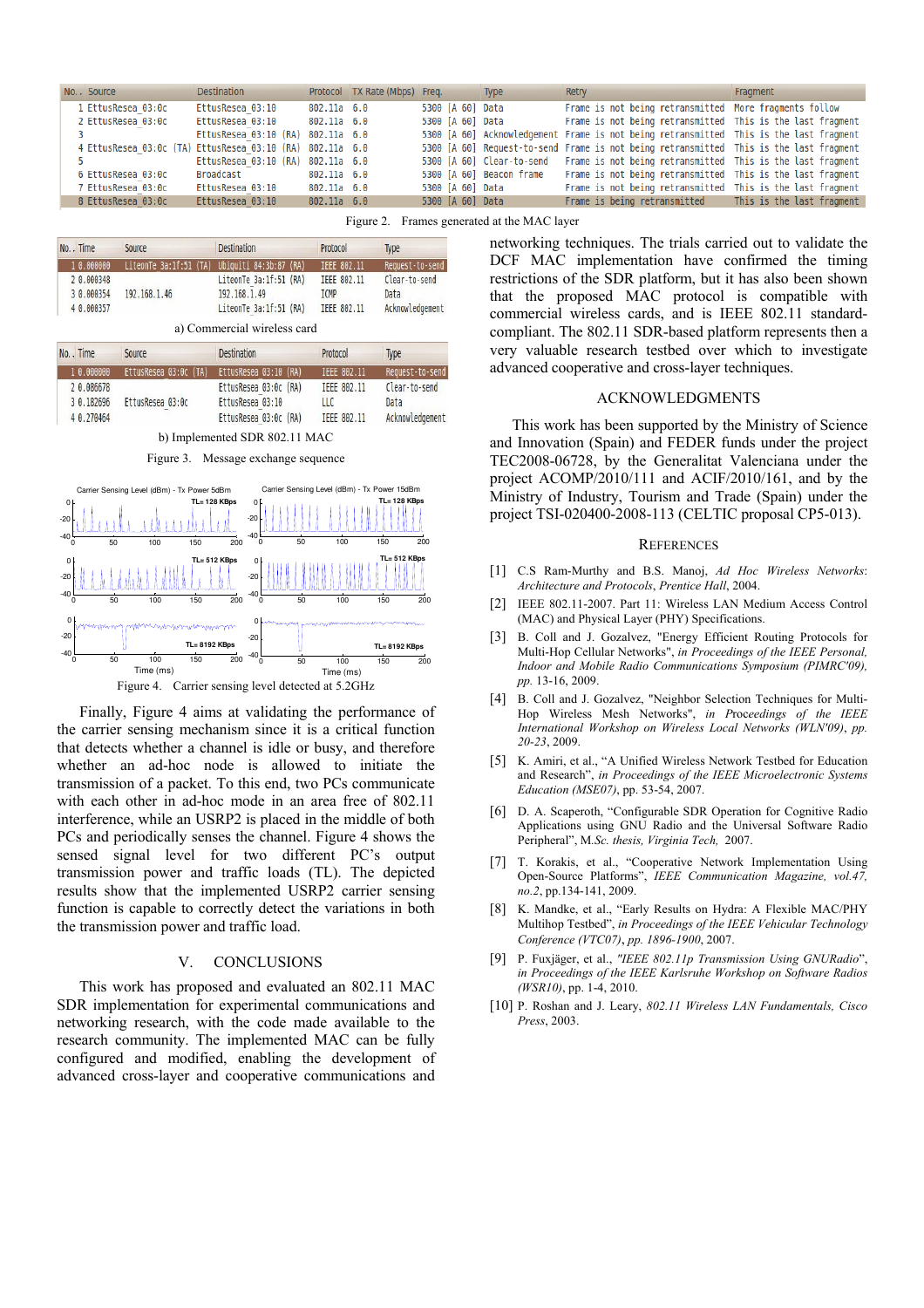| No. | Source | Destination | Protocol | TX Rate (Mbps) | Freq. | Type | Retry | Fragment |
|---|---|---|---|---|---|---|---|---|
| 1 | EttusResea_03:0c | EttusResea_03:10 | 802.11a | 6.0 | 5300 [A 60] | Data | Frame is not being retransmitted | More fragments follow |
| 2 | EttusResea_03:0c | EttusResea_03:10 | 802.11a | 6.0 | 5300 [A 60] | Data | Frame is not being retransmitted | This is the last fragment |
| 3 | | EttusResea_03:10 (RA) | 802.11a | 6.0 | 5300 [A 60] | Acknowledgement | Frame is not being retransmitted | This is the last fragment |
| 4 | EttusResea_03:0c (TA) | EttusResea_03:10 (RA) | 802.11a | 6.0 | 5300 [A 60] | Request-to-send | Frame is not being retransmitted | This is the last fragment |
| 5 | | EttusResea_03:10 (RA) | 802.11a | 6.0 | 5300 [A 60] | Clear-to-send | Frame is not being retransmitted | This is the last fragment |
| 6 | EttusResea_03:0c | Broadcast | 802.11a | 6.0 | 5300 [A 60] | Beacon frame | Frame is not being retransmitted | This is the last fragment |
| 7 | EttusResea_03:0c | EttusResea_03:10 | 802.11a | 6.0 | 5300 [A 60] | Data | Frame is not being retransmitted | This is the last fragment |
| 8 | EttusResea_03:0c | EttusResea_03:10 | 802.11a | 6.0 | 5300 [A 60] | Data | Frame is being retransmitted | This is the last fragment |

Figure 2. Frames generated at the MAC layer

| No. | Time | Source | Destination | Protocol | Type |
|---|---|---|---|---|---|
| 1 | 0.000000 | LiteonTe_3a:1f:51 (TA) | Ubiquiti_84:3b:87 (RA) | IEEE 802.11 | Request-to-send |
| 2 | 0.000348 | | LiteonTe_3a:1f:51 (RA) | IEEE 802.11 | Clear-to-send |
| 3 | 0.000354 | 192.168.1.46 | 192.168.1.49 | ICMP | Data |
| 4 | 0.000357 | | LiteonTe_3a:1f:51 (RA) | IEEE 802.11 | Acknowledgement |

a) Commercial wireless card

| No. | Time | Source | Destination | Protocol | Type |
|---|---|---|---|---|---|
| 1 | 0.000000 | EttusResea_03:0c (TA) | EttusResea_03:10 (RA) | IEEE 802.11 | Request-to-send |
| 2 | 0.086678 | | EttusResea_03:0c (RA) | IEEE 802.11 | Clear-to-send |
| 3 | 0.182696 | EttusResea_03:0c | EttusResea_03:10 | LLC | Data |
| 4 | 0.278464 | | EttusResea_03:0c (RA) | IEEE 802.11 | Acknowledgement |

b) Implemented SDR 802.11 MAC

Figure 3. Message exchange sequence

Carrier Sensing Level (dBm) - Tx Power 5dBm

Carrier Sensing Level (dBm) - Tx Power 15dBm

TL= 128 KBps

TL= 512 KBps

TL= 8192 KBps

Time (ms)

Figure 4. Carrier sensing level detected at 5.2GHz

Finally, Figure 4 aims at validating the performance of the carrier sensing mechanism since it is a critical function that detects whether a channel is idle or busy, and therefore whether an ad-hoc node is allowed to initiate the transmission of a packet. To this end, two PCs communicate with each other in ad-hoc mode in an area free of 802.11 interference, while an USRP2 is placed in the middle of both PCs and periodically senses the channel. Figure 4 shows the sensed signal level for two different PC's output transmission power and traffic loads (TL). The depicted results show that the implemented USRP2 carrier sensing function is capable to correctly detect the variations in both the transmission power and traffic load.

## V. CONCLUSIONS

This work has proposed and evaluated an 802.11 MAC SDR implementation for experimental communications and networking research, with the code made available to the research community. The implemented MAC can be fully configured and modified, enabling the development of advanced cross-layer and cooperative communications and networking techniques. The trials carried out to validate the DCF MAC implementation have confirmed the timing restrictions of the SDR platform, but it has also been shown that the proposed MAC protocol is compatible with commercial wireless cards, and is IEEE 802.11 standard-compliant. The 802.11 SDR-based platform represents then a very valuable research testbed over which to investigate advanced cooperative and cross-layer techniques.

## ACKNOWLEDGMENTS

This work has been supported by the Ministry of Science and Innovation (Spain) and FEDER funds under the project TEC2008-06728, by the Generalitat Valenciana under the project ACOMP/2010/111 and ACIF/2010/161, and by the Ministry of Industry, Tourism and Trade (Spain) under the project TSI-020400-2008-113 (CELTIC proposal CP5-013).

## REFERENCES

[1] C.S Ram-Murthy and B.S. Manoj, *Ad Hoc Wireless Networks: Architecture and Protocols*, *Prentice Hall*, 2004.

[2] IEEE 802.11-2007. Part 11: Wireless LAN Medium Access Control (MAC) and Physical Layer (PHY) Specifications.

[3] B. Coll and J. Gozalvez, "Energy Efficient Routing Protocols for Multi-Hop Cellular Networks", *in Proceedings of the IEEE Personal, Indoor and Mobile Radio Communications Symposium (PIMRC'09), pp.* 13-16, 2009.

[4] B. Coll and J. Gozalvez, "Neighbor Selection Techniques for Multi-Hop Wireless Mesh Networks", *in Proceedings of the IEEE International Workshop on Wireless Local Networks (WLN'09), pp. 20-23*, 2009.

[5] K. Amiri, et al., "A Unified Wireless Network Testbed for Education and Research", *in Proceedings of the IEEE Microelectronic Systems Education (MSE07)*, pp. 53-54, 2007.

[6] D. A. Scaperoth, "Configurable SDR Operation for Cognitive Radio Applications using GNU Radio and the Universal Software Radio Peripheral", M.*Sc. thesis, Virginia Tech,* 2007.

[7] T. Korakis, et al., "Cooperative Network Implementation Using Open-Source Platforms", *IEEE Communication Magazine, vol.47, no.2*, pp.134-141, 2009.

[8] K. Mandke, et al., "Early Results on Hydra: A Flexible MAC/PHY Multihop Testbed", *in Proceedings of the IEEE Vehicular Technology Conference (VTC07)*, *pp. 1896-1900*, 2007.

[9] P. Fuxjäger, et al., *"IEEE 802.11p Transmission Using GNURadio"*, *in Proceedings of the IEEE Karlsruhe Workshop on Software Radios (WSR10)*, pp. 1-4, 2010.

[10] P. Roshan and J. Leary, *802.11 Wireless LAN Fundamentals, Cisco Press*, 2003.